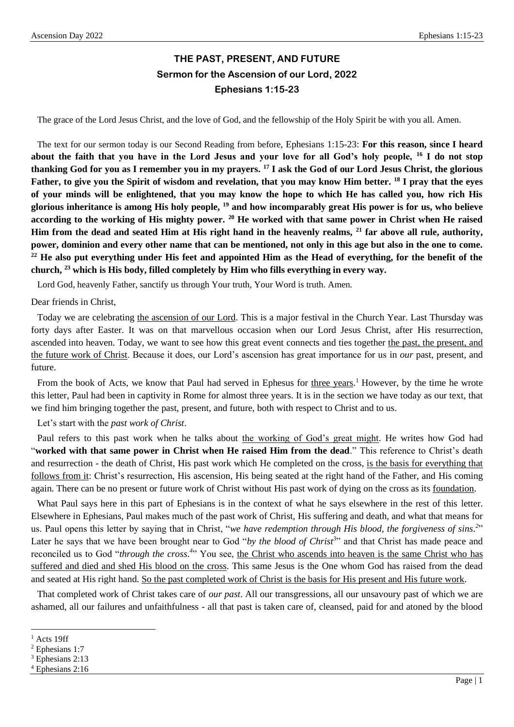# THE PAST, PRESENT, AND FUTURE

## Sermon for the Ascension of our Lord, 2022

## Ephesians 1:15-23

The grace of the Lord Jesus Christ, and the love of God, and the fellowship of the Holy Spirit be with you all. Amen.

The text for our sermon today is our Second Reading from before, Ephesians 1:15-23: **For this reason, since I heard about the faith that you have in the Lord Jesus and your love for all God's holy people, 16 I do not stop thanking God for you as I remember you in my prayers. 17 I ask the God of our Lord Jesus Christ, the glorious Father, to give you the Spirit of wisdom and revelation, that you may know Him better. 18 I pray that the eyes of your minds will be enlightened, that you may know the hope to which He has called you, how rich His glorious inheritance is among His holy people, 19 and how incomparably great His power is for us, who believe according to the working of His mighty power. 20 He worked with that same power in Christ when He raised Him from the dead and seated Him at His right hand in the heavenly realms, 21 far above all rule, authority, power, dominion and every other name that can be mentioned, not only in this age but also in the one to come. 22 He also put everything under His feet and appointed Him as the Head of everything, for the benefit of the church, 23 which is His body, filled completely by Him who fills everything in every way.**

Lord God, heavenly Father, sanctify us through Your truth, Your Word is truth. Amen.

Dear friends in Christ,

Today we are celebrating the ascension of our Lord. This is a major festival in the Church Year. Last Thursday was forty days after Easter. It was on that marvellous occasion when our Lord Jesus Christ, after His resurrection, ascended into heaven. Today, we want to see how this great event connects and ties together the past, the present, and the future work of Christ. Because it does, our Lord's ascension has great importance for us in *our* past, present, and future.

From the book of Acts, we know that Paul had served in Ephesus for three years.[1] However, by the time he wrote this letter, Paul had been in captivity in Rome for almost three years. It is in the section we have today as our text, that we find him bringing together the past, present, and future, both with respect to Christ and to us.

Let's start with the *past work of Christ*.

Paul refers to this past work when he talks about the working of God's great might. He writes how God had "**worked with that same power in Christ when He raised Him from the dead**." This reference to Christ's death and resurrection - the death of Christ, His past work which He completed on the cross, is the basis for everything that follows from it: Christ's resurrection, His ascension, His being seated at the right hand of the Father, and His coming again. There can be no present or future work of Christ without His past work of dying on the cross as its foundation.

What Paul says here in this part of Ephesians is in the context of what he says elsewhere in the rest of this letter. Elsewhere in Ephesians, Paul makes much of the past work of Christ, His suffering and death, and what that means for us. Paul opens this letter by saying that in Christ, "*we have redemption through His blood, the forgiveness of sins*.[2]" Later he says that we have been brought near to God "*by the blood of Christ*[3]" and that Christ has made peace and reconciled us to God "*through the cross*.[4]" You see, the Christ who ascends into heaven is the same Christ who has suffered and died and shed His blood on the cross. This same Jesus is the One whom God has raised from the dead and seated at His right hand. So the past completed work of Christ is the basis for His present and His future work.

That completed work of Christ takes care of *our past*. All our transgressions, all our unsavoury past of which we are ashamed, all our failures and unfaithfulness - all that past is taken care of, cleansed, paid for and atoned by the blood

---

[1] Acts 19ff

[2] Ephesians 1:7

[3] Ephesians 2:13

[4] Ephesians 2:16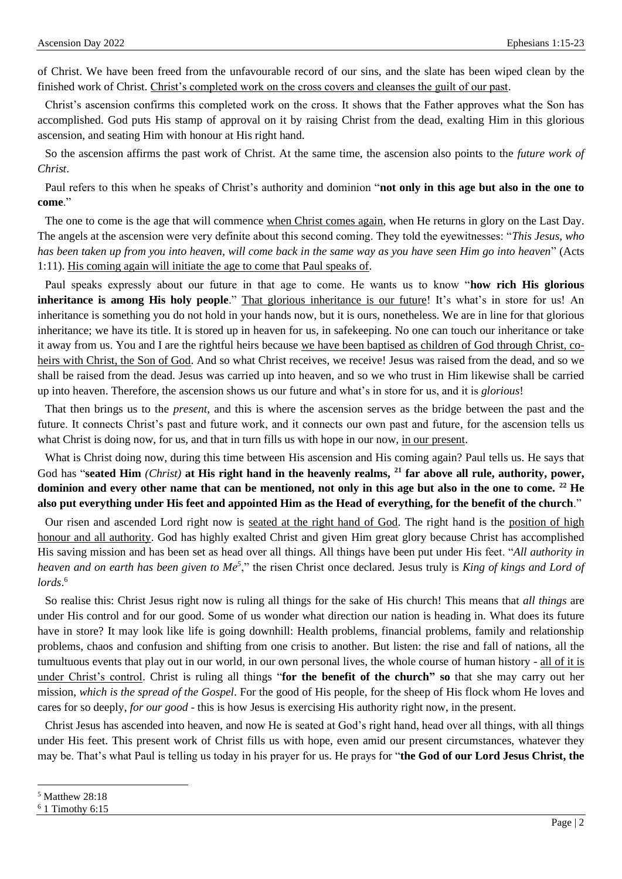of Christ. We have been freed from the unfavourable record of our sins, and the slate has been wiped clean by the finished work of Christ. <u>Christ's completed work on the cross covers and cleanses the guilt of our past</u>.

Christ's ascension confirms this completed work on the cross. It shows that the Father approves what the Son has accomplished. God puts His stamp of approval on it by raising Christ from the dead, exalting Him in this glorious ascension, and seating Him with honour at His right hand.

So the ascension affirms the past work of Christ. At the same time, the ascension also points to the *future work of Christ*.

Paul refers to this when he speaks of Christ's authority and dominion "**not only in this age but also in the one to come**."

The one to come is the age that will commence <u>when Christ comes again</u>, when He returns in glory on the Last Day. The angels at the ascension were very definite about this second coming. They told the eyewitnesses: "*This Jesus, who has been taken up from you into heaven, will come back in the same way as you have seen Him go into heaven*" (Acts 1:11). <u>His coming again will initiate the age to come that Paul speaks of</u>.

Paul speaks expressly about our future in that age to come. He wants us to know "**how rich His glorious inheritance is among His holy people**." <u>That glorious inheritance is our future</u>! It's what's in store for us! An inheritance is something you do not hold in your hands now, but it is ours, nonetheless. We are in line for that glorious inheritance; we have its title. It is stored up in heaven for us, in safekeeping. No one can touch our inheritance or take it away from us. You and I are the rightful heirs because <u>we have been baptised as children of God through Christ, co-heirs with Christ, the Son of God</u>. And so what Christ receives, we receive! Jesus was raised from the dead, and so we shall be raised from the dead. Jesus was carried up into heaven, and so we who trust in Him likewise shall be carried up into heaven. Therefore, the ascension shows us our future and what's in store for us, and it is *glorious*!

That then brings us to the *present*, and this is where the ascension serves as the bridge between the past and the future. It connects Christ's past and future work, and it connects our own past and future, for the ascension tells us what Christ is doing now, for us, and that in turn fills us with hope in our now, <u>in our present</u>.

What is Christ doing now, during this time between His ascension and His coming again? Paul tells us. He says that God has "**seated Him** *(Christ)* **at His right hand in the heavenly realms, [21] far above all rule, authority, power, dominion and every other name that can be mentioned, not only in this age but also in the one to come. [22] He also put everything under His feet and appointed Him as the Head of everything, for the benefit of the church**."

Our risen and ascended Lord right now is <u>seated at the right hand of God</u>. The right hand is the <u>position of high honour and all authority</u>. God has highly exalted Christ and given Him great glory because Christ has accomplished His saving mission and has been set as head over all things. All things have been put under His feet. "*All authority in heaven and on earth has been given to Me*[5]," the risen Christ once declared. Jesus truly is *King of kings and Lord of lords*.[6]

So realise this: Christ Jesus right now is ruling all things for the sake of His church! This means that *all things* are under His control and for our good. Some of us wonder what direction our nation is heading in. What does its future have in store? It may look like life is going downhill: Health problems, financial problems, family and relationship problems, chaos and confusion and shifting from one crisis to another. But listen: the rise and fall of nations, all the tumultuous events that play out in our world, in our own personal lives, the whole course of human history - <u>all of it is under Christ's control</u>. Christ is ruling all things "**for the benefit of the church" so** that she may carry out her mission, *which is the spread of the Gospel*. For the good of His people, for the sheep of His flock whom He loves and cares for so deeply, *for our good* - this is how Jesus is exercising His authority right now, in the present.

Christ Jesus has ascended into heaven, and now He is seated at God's right hand, head over all things, with all things under His feet. This present work of Christ fills us with hope, even amid our present circumstances, whatever they may be. That's what Paul is telling us today in his prayer for us. He prays for "**the God of our Lord Jesus Christ, the**

---

[5] Matthew 28:18

[6] 1 Timothy 6:15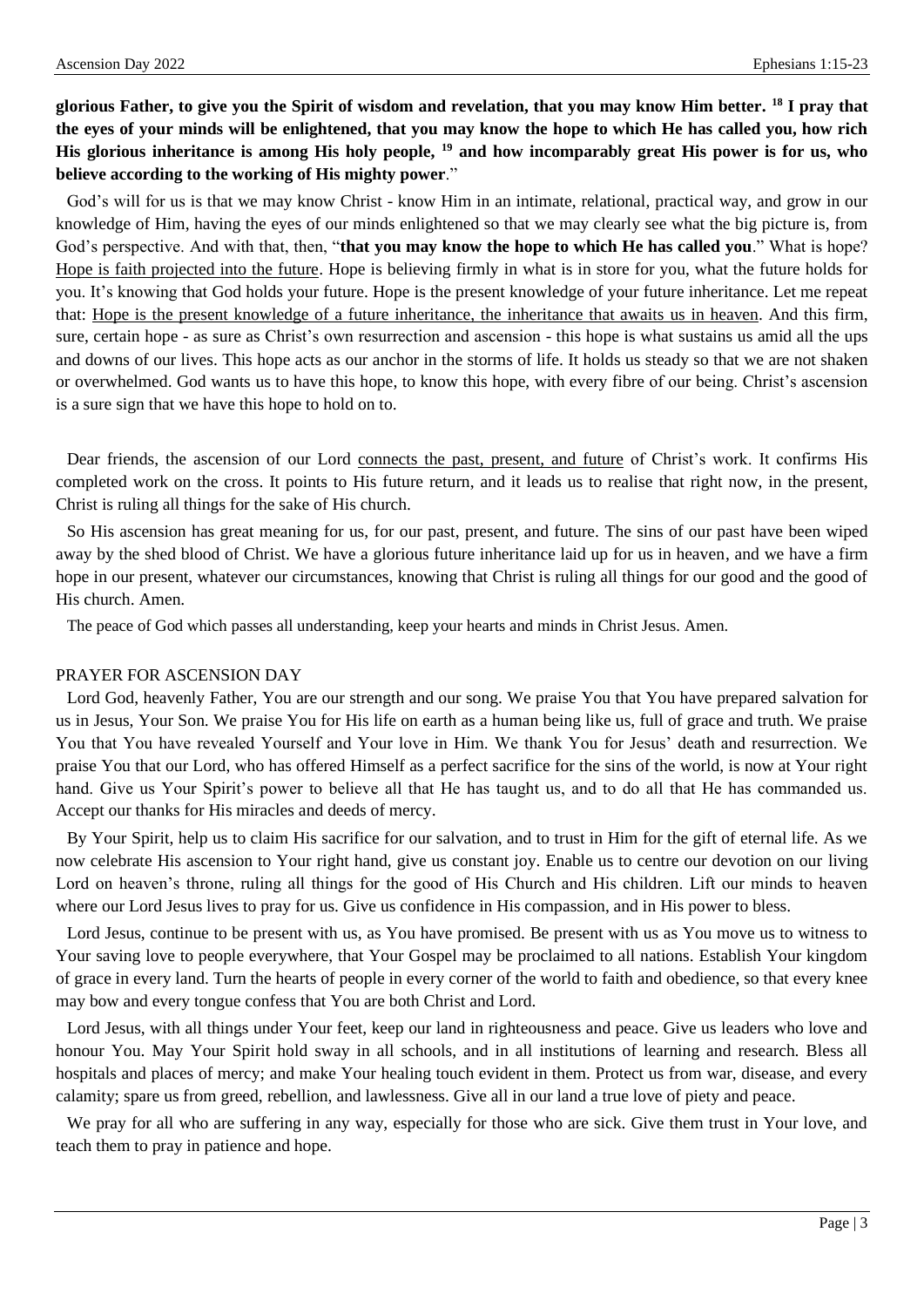**glorious Father, to give you the Spirit of wisdom and revelation, that you may know Him better. [18] I pray that the eyes of your minds will be enlightened, that you may know the hope to which He has called you, how rich His glorious inheritance is among His holy people, [19] and how incomparably great His power is for us, who believe according to the working of His mighty power**."

God's will for us is that we may know Christ - know Him in an intimate, relational, practical way, and grow in our knowledge of Him, having the eyes of our minds enlightened so that we may clearly see what the big picture is, from God's perspective. And with that, then, "**that you may know the hope to which He has called you**." What is hope? Hope is faith projected into the future. Hope is believing firmly in what is in store for you, what the future holds for you. It's knowing that God holds your future. Hope is the present knowledge of your future inheritance. Let me repeat that: Hope is the present knowledge of a future inheritance, the inheritance that awaits us in heaven. And this firm, sure, certain hope - as sure as Christ's own resurrection and ascension - this hope is what sustains us amid all the ups and downs of our lives. This hope acts as our anchor in the storms of life. It holds us steady so that we are not shaken or overwhelmed. God wants us to have this hope, to know this hope, with every fibre of our being. Christ's ascension is a sure sign that we have this hope to hold on to.

Dear friends, the ascension of our Lord connects the past, present, and future of Christ's work. It confirms His completed work on the cross. It points to His future return, and it leads us to realise that right now, in the present, Christ is ruling all things for the sake of His church.

So His ascension has great meaning for us, for our past, present, and future. The sins of our past have been wiped away by the shed blood of Christ. We have a glorious future inheritance laid up for us in heaven, and we have a firm hope in our present, whatever our circumstances, knowing that Christ is ruling all things for our good and the good of His church. Amen.

The peace of God which passes all understanding, keep your hearts and minds in Christ Jesus. Amen.

PRAYER FOR ASCENSION DAY

Lord God, heavenly Father, You are our strength and our song. We praise You that You have prepared salvation for us in Jesus, Your Son. We praise You for His life on earth as a human being like us, full of grace and truth. We praise You that You have revealed Yourself and Your love in Him. We thank You for Jesus' death and resurrection. We praise You that our Lord, who has offered Himself as a perfect sacrifice for the sins of the world, is now at Your right hand. Give us Your Spirit's power to believe all that He has taught us, and to do all that He has commanded us. Accept our thanks for His miracles and deeds of mercy.

By Your Spirit, help us to claim His sacrifice for our salvation, and to trust in Him for the gift of eternal life. As we now celebrate His ascension to Your right hand, give us constant joy. Enable us to centre our devotion on our living Lord on heaven's throne, ruling all things for the good of His Church and His children. Lift our minds to heaven where our Lord Jesus lives to pray for us. Give us confidence in His compassion, and in His power to bless.

Lord Jesus, continue to be present with us, as You have promised. Be present with us as You move us to witness to Your saving love to people everywhere, that Your Gospel may be proclaimed to all nations. Establish Your kingdom of grace in every land. Turn the hearts of people in every corner of the world to faith and obedience, so that every knee may bow and every tongue confess that You are both Christ and Lord.

Lord Jesus, with all things under Your feet, keep our land in righteousness and peace. Give us leaders who love and honour You. May Your Spirit hold sway in all schools, and in all institutions of learning and research. Bless all hospitals and places of mercy; and make Your healing touch evident in them. Protect us from war, disease, and every calamity; spare us from greed, rebellion, and lawlessness. Give all in our land a true love of piety and peace.

We pray for all who are suffering in any way, especially for those who are sick. Give them trust in Your love, and teach them to pray in patience and hope.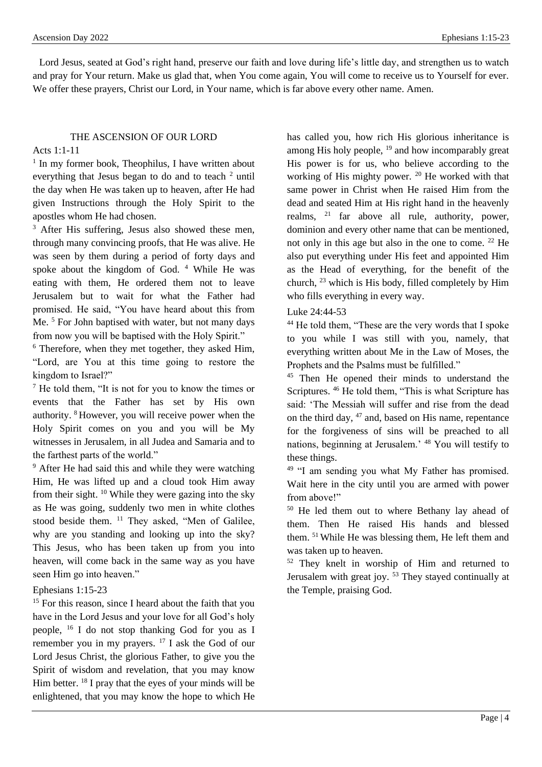Lord Jesus, seated at God's right hand, preserve our faith and love during life's little day, and strengthen us to watch and pray for Your return. Make us glad that, when You come again, You will come to receive us to Yourself for ever. We offer these prayers, Christ our Lord, in Your name, which is far above every other name. Amen.

## THE ASCENSION OF OUR LORD

Acts 1:1-11

[1] In my former book, Theophilus, I have written about everything that Jesus began to do and to teach [2] until the day when He was taken up to heaven, after He had given Instructions through the Holy Spirit to the apostles whom He had chosen.

[3] After His suffering, Jesus also showed these men, through many convincing proofs, that He was alive. He was seen by them during a period of forty days and spoke about the kingdom of God. [4] While He was eating with them, He ordered them not to leave Jerusalem but to wait for what the Father had promised. He said, "You have heard about this from Me. [5] For John baptised with water, but not many days from now you will be baptised with the Holy Spirit."

[6] Therefore, when they met together, they asked Him, "Lord, are You at this time going to restore the kingdom to Israel?"

[7] He told them, "It is not for you to know the times or events that the Father has set by His own authority. [8] However, you will receive power when the Holy Spirit comes on you and you will be My witnesses in Jerusalem, in all Judea and Samaria and to the farthest parts of the world."

[9] After He had said this and while they were watching Him, He was lifted up and a cloud took Him away from their sight. [10] While they were gazing into the sky as He was going, suddenly two men in white clothes stood beside them. [11] They asked, "Men of Galilee, why are you standing and looking up into the sky? This Jesus, who has been taken up from you into heaven, will come back in the same way as you have seen Him go into heaven."

Ephesians 1:15-23

[15] For this reason, since I heard about the faith that you have in the Lord Jesus and your love for all God's holy people, [16] I do not stop thanking God for you as I remember you in my prayers. [17] I ask the God of our Lord Jesus Christ, the glorious Father, to give you the Spirit of wisdom and revelation, that you may know Him better. [18] I pray that the eyes of your minds will be enlightened, that you may know the hope to which He has called you, how rich His glorious inheritance is among His holy people, [19] and how incomparably great His power is for us, who believe according to the working of His mighty power. [20] He worked with that same power in Christ when He raised Him from the dead and seated Him at His right hand in the heavenly realms, [21] far above all rule, authority, power, dominion and every other name that can be mentioned, not only in this age but also in the one to come. [22] He also put everything under His feet and appointed Him as the Head of everything, for the benefit of the church, [23] which is His body, filled completely by Him who fills everything in every way.

Luke 24:44-53

[44] He told them, "These are the very words that I spoke to you while I was still with you, namely, that everything written about Me in the Law of Moses, the Prophets and the Psalms must be fulfilled."

[45] Then He opened their minds to understand the Scriptures. [46] He told them, "This is what Scripture has said: 'The Messiah will suffer and rise from the dead on the third day, [47] and, based on His name, repentance for the forgiveness of sins will be preached to all nations, beginning at Jerusalem.' [48] You will testify to these things.

[49] "I am sending you what My Father has promised. Wait here in the city until you are armed with power from above!"

[50] He led them out to where Bethany lay ahead of them. Then He raised His hands and blessed them. [51] While He was blessing them, He left them and was taken up to heaven.

[52] They knelt in worship of Him and returned to Jerusalem with great joy. [53] They stayed continually at the Temple, praising God.